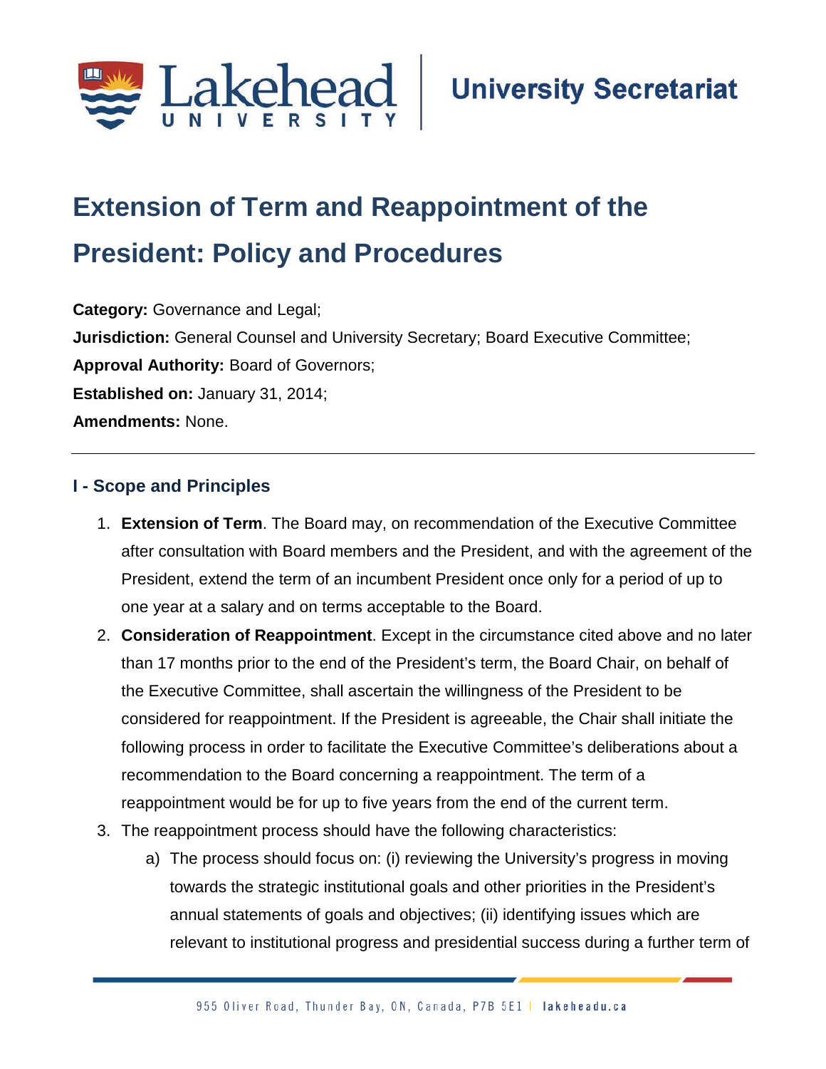# Extension of Term and Reappointment of the President: Policy and Procedures

**Category:** Governance and Legal;
**Jurisdiction:** General Counsel and University Secretary; Board Executive Committee;
**Approval Authority:** Board of Governors;
**Established on:** January 31, 2014;
**Amendments:** None.

---

## I - Scope and Principles

1. **Extension of Term**. The Board may, on recommendation of the Executive Committee after consultation with Board members and the President, and with the agreement of the President, extend the term of an incumbent President once only for a period of up to one year at a salary and on terms acceptable to the Board.
2. **Consideration of Reappointment**. Except in the circumstance cited above and no later than 17 months prior to the end of the President's term, the Board Chair, on behalf of the Executive Committee, shall ascertain the willingness of the President to be considered for reappointment. If the President is agreeable, the Chair shall initiate the following process in order to facilitate the Executive Committee's deliberations about a recommendation to the Board concerning a reappointment. The term of a reappointment would be for up to five years from the end of the current term.
3. The reappointment process should have the following characteristics:
   a) The process should focus on: (i) reviewing the University's progress in moving towards the strategic institutional goals and other priorities in the President's annual statements of goals and objectives; (ii) identifying issues which are relevant to institutional progress and presidential success during a further term of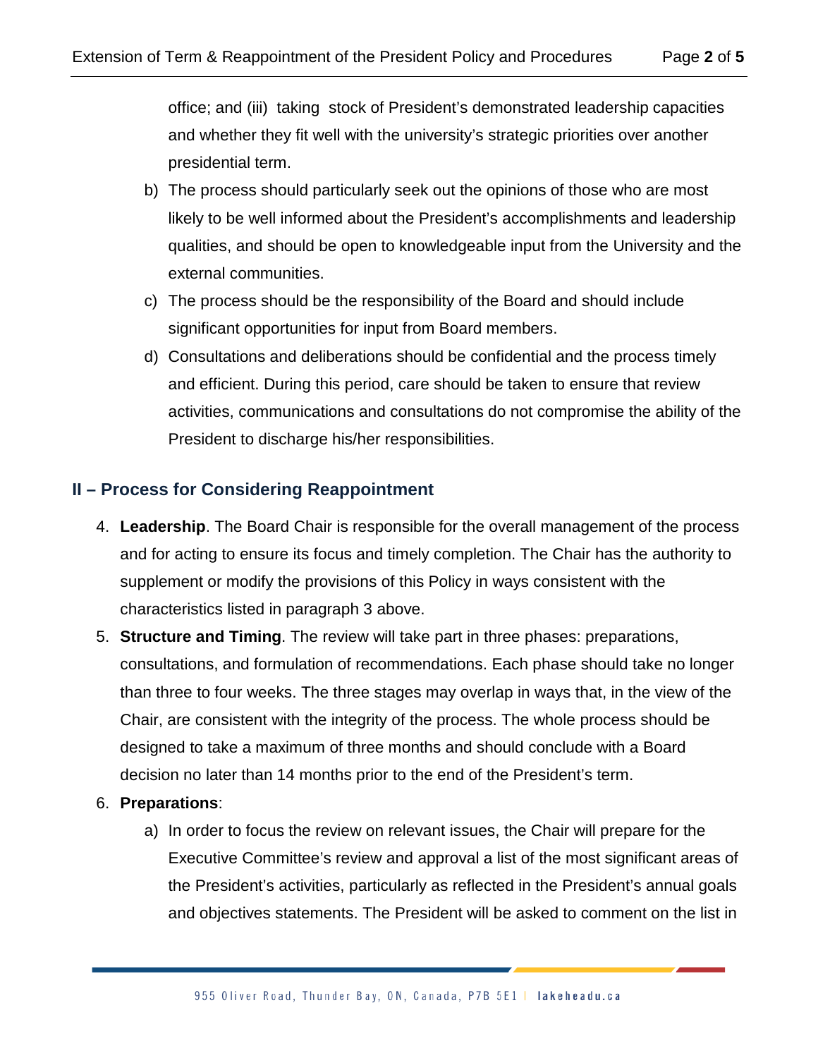office; and (iii) taking stock of President's demonstrated leadership capacities and whether they fit well with the university's strategic priorities over another presidential term.

b) The process should particularly seek out the opinions of those who are most likely to be well informed about the President's accomplishments and leadership qualities, and should be open to knowledgeable input from the University and the external communities.

c) The process should be the responsibility of the Board and should include significant opportunities for input from Board members.

d) Consultations and deliberations should be confidential and the process timely and efficient. During this period, care should be taken to ensure that review activities, communications and consultations do not compromise the ability of the President to discharge his/her responsibilities.

## II – Process for Considering Reappointment

4. **Leadership**. The Board Chair is responsible for the overall management of the process and for acting to ensure its focus and timely completion. The Chair has the authority to supplement or modify the provisions of this Policy in ways consistent with the characteristics listed in paragraph 3 above.

5. **Structure and Timing**. The review will take part in three phases: preparations, consultations, and formulation of recommendations. Each phase should take no longer than three to four weeks. The three stages may overlap in ways that, in the view of the Chair, are consistent with the integrity of the process. The whole process should be designed to take a maximum of three months and should conclude with a Board decision no later than 14 months prior to the end of the President's term.

6. **Preparations**:

   a) In order to focus the review on relevant issues, the Chair will prepare for the Executive Committee's review and approval a list of the most significant areas of the President's activities, particularly as reflected in the President's annual goals and objectives statements. The President will be asked to comment on the list in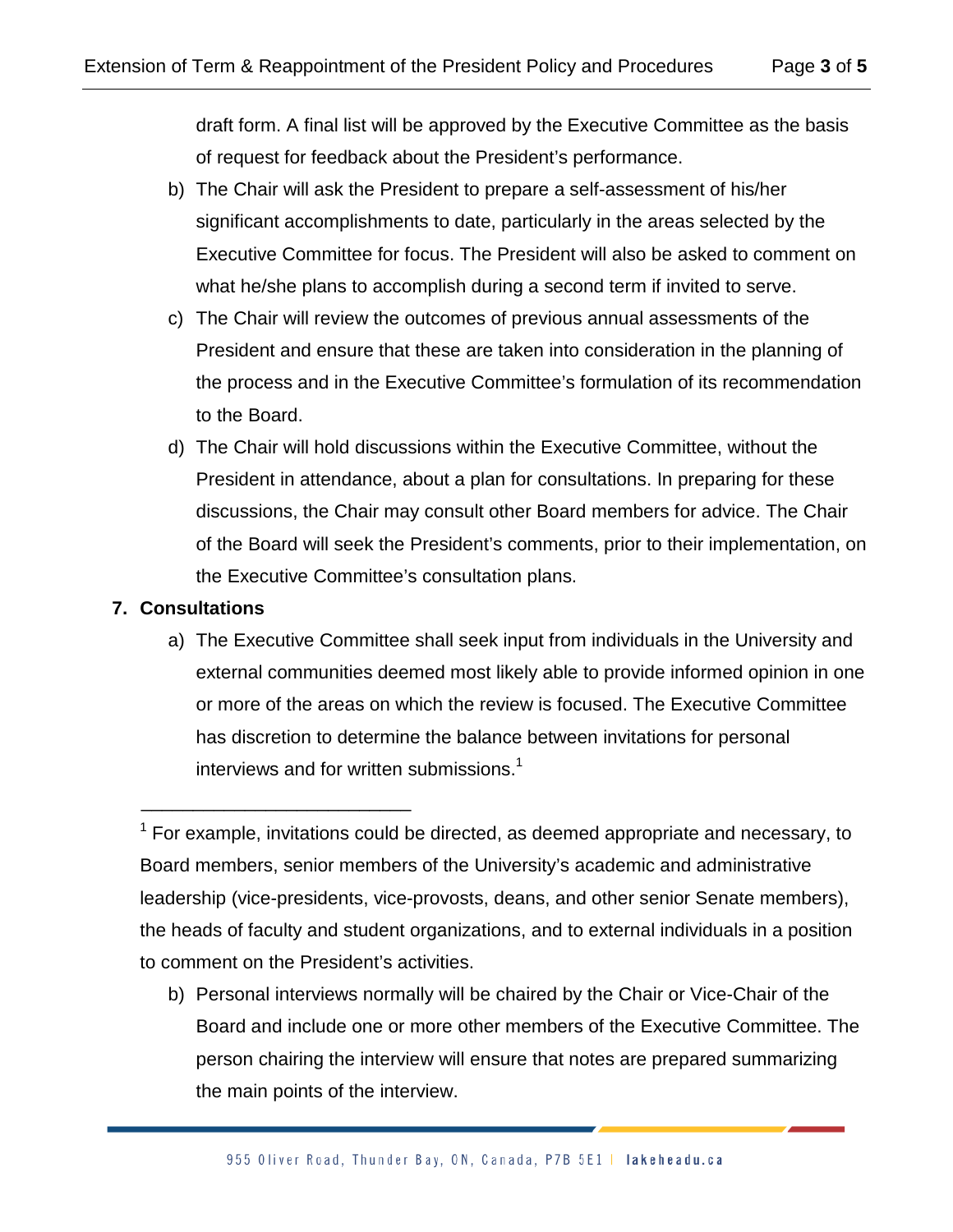draft form. A final list will be approved by the Executive Committee as the basis of request for feedback about the President's performance.

b) The Chair will ask the President to prepare a self-assessment of his/her significant accomplishments to date, particularly in the areas selected by the Executive Committee for focus. The President will also be asked to comment on what he/she plans to accomplish during a second term if invited to serve.

c) The Chair will review the outcomes of previous annual assessments of the President and ensure that these are taken into consideration in the planning of the process and in the Executive Committee's formulation of its recommendation to the Board.

d) The Chair will hold discussions within the Executive Committee, without the President in attendance, about a plan for consultations. In preparing for these discussions, the Chair may consult other Board members for advice. The Chair of the Board will seek the President's comments, prior to their implementation, on the Executive Committee's consultation plans.

**7. Consultations**

a) The Executive Committee shall seek input from individuals in the University and external communities deemed most likely able to provide informed opinion in one or more of the areas on which the review is focused. The Executive Committee has discretion to determine the balance between invitations for personal interviews and for written submissions.[1]

b) Personal interviews normally will be chaired by the Chair or Vice-Chair of the Board and include one or more other members of the Executive Committee. The person chairing the interview will ensure that notes are prepared summarizing the main points of the interview.

---

[1] For example, invitations could be directed, as deemed appropriate and necessary, to Board members, senior members of the University's academic and administrative leadership (vice-presidents, vice-provosts, deans, and other senior Senate members), the heads of faculty and student organizations, and to external individuals in a position to comment on the President's activities.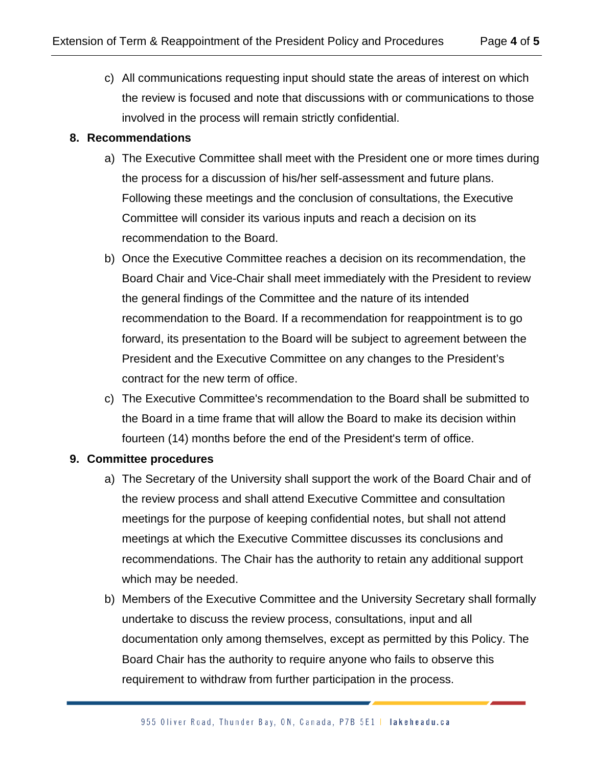c) All communications requesting input should state the areas of interest on which the review is focused and note that discussions with or communications to those involved in the process will remain strictly confidential.

**8. Recommendations**

a) The Executive Committee shall meet with the President one or more times during the process for a discussion of his/her self-assessment and future plans. Following these meetings and the conclusion of consultations, the Executive Committee will consider its various inputs and reach a decision on its recommendation to the Board.

b) Once the Executive Committee reaches a decision on its recommendation, the Board Chair and Vice-Chair shall meet immediately with the President to review the general findings of the Committee and the nature of its intended recommendation to the Board. If a recommendation for reappointment is to go forward, its presentation to the Board will be subject to agreement between the President and the Executive Committee on any changes to the President's contract for the new term of office.

c) The Executive Committee's recommendation to the Board shall be submitted to the Board in a time frame that will allow the Board to make its decision within fourteen (14) months before the end of the President's term of office.

**9. Committee procedures**

a) The Secretary of the University shall support the work of the Board Chair and of the review process and shall attend Executive Committee and consultation meetings for the purpose of keeping confidential notes, but shall not attend meetings at which the Executive Committee discusses its conclusions and recommendations. The Chair has the authority to retain any additional support which may be needed.

b) Members of the Executive Committee and the University Secretary shall formally undertake to discuss the review process, consultations, input and all documentation only among themselves, except as permitted by this Policy. The Board Chair has the authority to require anyone who fails to observe this requirement to withdraw from further participation in the process.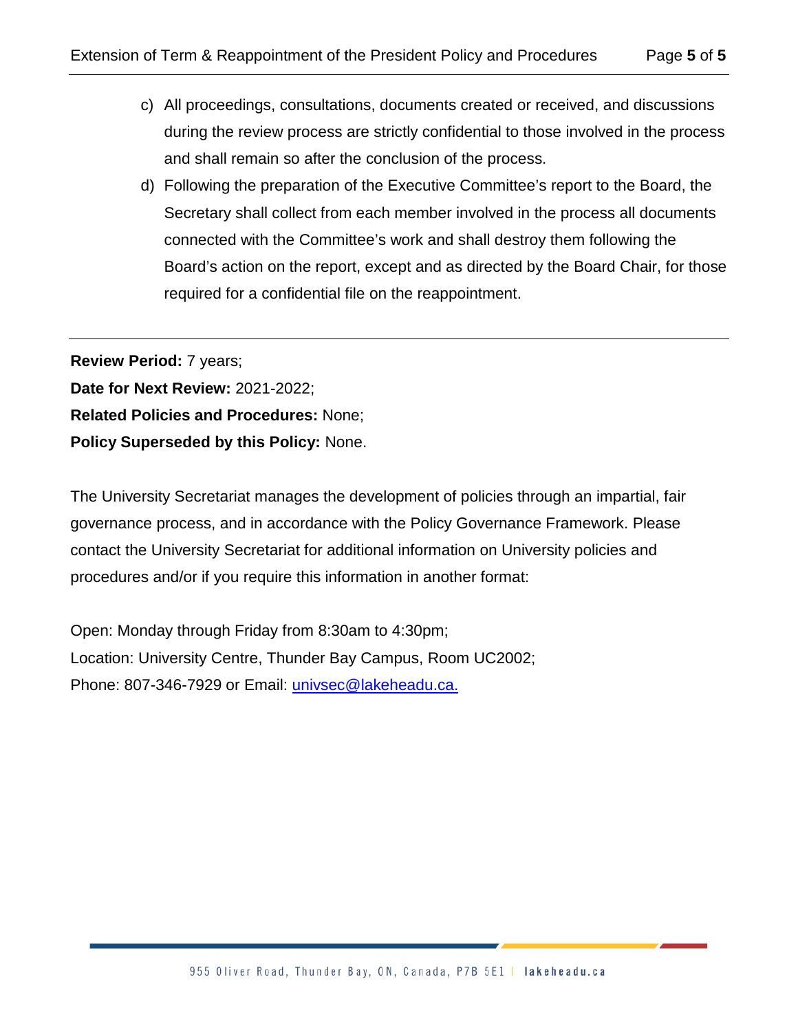c) All proceedings, consultations, documents created or received, and discussions during the review process are strictly confidential to those involved in the process and shall remain so after the conclusion of the process.

d) Following the preparation of the Executive Committee's report to the Board, the Secretary shall collect from each member involved in the process all documents connected with the Committee's work and shall destroy them following the Board's action on the report, except and as directed by the Board Chair, for those required for a confidential file on the reappointment.

---

**Review Period:** 7 years;
**Date for Next Review:** 2021-2022;
**Related Policies and Procedures:** None;
**Policy Superseded by this Policy:** None.

The University Secretariat manages the development of policies through an impartial, fair governance process, and in accordance with the Policy Governance Framework. Please contact the University Secretariat for additional information on University policies and procedures and/or if you require this information in another format:

Open: Monday through Friday from 8:30am to 4:30pm;
Location: University Centre, Thunder Bay Campus, Room UC2002;
Phone: 807-346-7929 or Email: univsec@lakeheadu.ca.